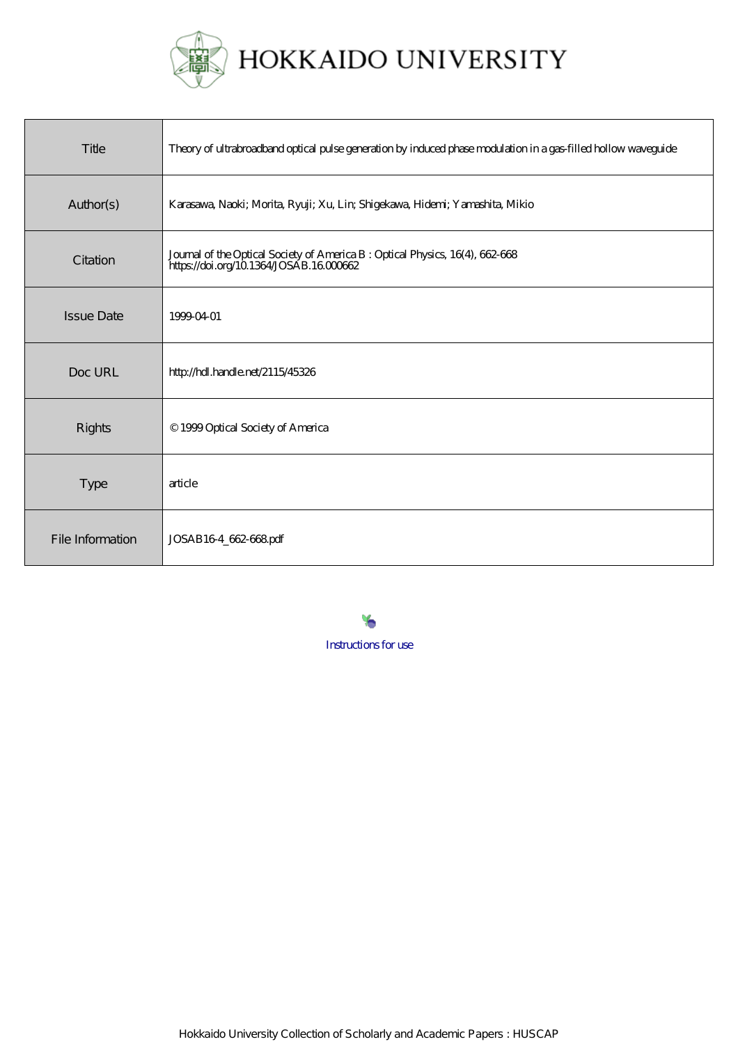# HOKKAIDO UNIVERSITY

| | |
|---|---|
| Title | Theory of ultrabroadband optical pulse generation by induced phase modulation in a gas-filled hollow waveguide |
| Author(s) | Karasawa, Naoki; Morita, Ryuji; Xu, Lin; Shigekawa, Hidemi; Yamashita, Mikio |
| Citation | Journal of the Optical Society of America B : Optical Physics, 16(4), 662-668<br>https://doi.org/10.1364/JOSAB.16.000662 |
| Issue Date | 1999-04-01 |
| Doc URL | http://hdl.handle.net/2115/45326 |
| Rights | © 1999 Optical Society of America |
| Type | article |
| File Information | JOSAB16-4_662-668.pdf |

Instructions for use

Hokkaido University Collection of Scholarly and Academic Papers : HUSCAP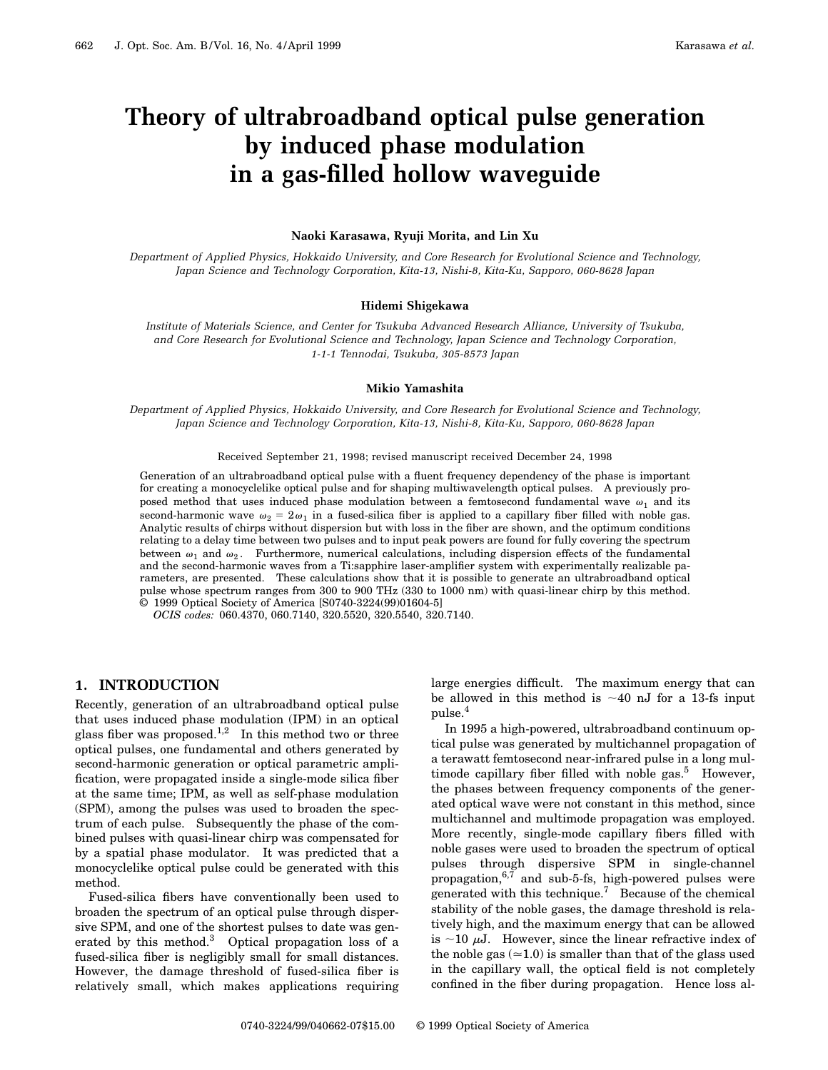# Theory of ultrabroadband optical pulse generation by induced phase modulation in a gas-filled hollow waveguide

**Naoki Karasawa, Ryuji Morita, and Lin Xu**

*Department of Applied Physics, Hokkaido University, and Core Research for Evolutional Science and Technology, Japan Science and Technology Corporation, Kita-13, Nishi-8, Kita-Ku, Sapporo, 060-8628 Japan*

**Hidemi Shigekawa**

*Institute of Materials Science, and Center for Tsukuba Advanced Research Alliance, University of Tsukuba, and Core Research for Evolutional Science and Technology, Japan Science and Technology Corporation, 1-1-1 Tennodai, Tsukuba, 305-8573 Japan*

**Mikio Yamashita**

*Department of Applied Physics, Hokkaido University, and Core Research for Evolutional Science and Technology, Japan Science and Technology Corporation, Kita-13, Nishi-8, Kita-Ku, Sapporo, 060-8628 Japan*

Received September 21, 1998; revised manuscript received December 24, 1998

Generation of an ultrabroadband optical pulse with a fluent frequency dependency of the phase is important for creating a monocyclelike optical pulse and for shaping multiwavelength optical pulses. A previously proposed method that uses induced phase modulation between a femtosecond fundamental wave $\omega_1$ and its second-harmonic wave $\omega_2 = 2\omega_1$ in a fused-silica fiber is applied to a capillary fiber filled with noble gas. Analytic results of chirps without dispersion but with loss in the fiber are shown, and the optimum conditions relating to a delay time between two pulses and to input peak powers are found for fully covering the spectrum between $\omega_1$ and $\omega_2$. Furthermore, numerical calculations, including dispersion effects of the fundamental and the second-harmonic waves from a Ti:sapphire laser-amplifier system with experimentally realizable parameters, are presented. These calculations show that it is possible to generate an ultrabroadband optical pulse whose spectrum ranges from 300 to 900 THz (330 to 1000 nm) with quasi-linear chirp by this method. © 1999 Optical Society of America [S0740-3224(99)01604-5]

*OCIS codes:* 060.4370, 060.7140, 320.5520, 320.5540, 320.7140.

## 1. INTRODUCTION

Recently, generation of an ultrabroadband optical pulse that uses induced phase modulation (IPM) in an optical glass fiber was proposed.[1,2] In this method two or three optical pulses, one fundamental and others generated by second-harmonic generation or optical parametric amplification, were propagated inside a single-mode silica fiber at the same time; IPM, as well as self-phase modulation (SPM), among the pulses was used to broaden the spectrum of each pulse. Subsequently the phase of the combined pulses with quasi-linear chirp was compensated for by a spatial phase modulator. It was predicted that a monocyclelike optical pulse could be generated with this method.

Fused-silica fibers have conventionally been used to broaden the spectrum of an optical pulse through dispersive SPM, and one of the shortest pulses to date was generated by this method.[3] Optical propagation loss of a fused-silica fiber is negligibly small for small distances. However, the damage threshold of fused-silica fiber is relatively small, which makes applications requiring large energies difficult. The maximum energy that can be allowed in this method is ~40 nJ for a 13-fs input pulse.[4]

In 1995 a high-powered, ultrabroadband continuum optical pulse was generated by multichannel propagation of a terawatt femtosecond near-infrared pulse in a long multimode capillary fiber filled with noble gas.[5] However, the phases between frequency components of the generated optical wave were not constant in this method, since multichannel and multimode propagation was employed. More recently, single-mode capillary fibers filled with noble gases were used to broaden the spectrum of optical pulses through dispersive SPM in single-channel propagation,[6,7] and sub-5-fs, high-powered pulses were generated with this technique.[7] Because of the chemical stability of the noble gases, the damage threshold is relatively high, and the maximum energy that can be allowed is ~10 μJ. However, since the linear refractive index of the noble gas (≃1.0) is smaller than that of the glass used in the capillary wall, the optical field is not completely confined in the fiber during propagation. Hence loss al-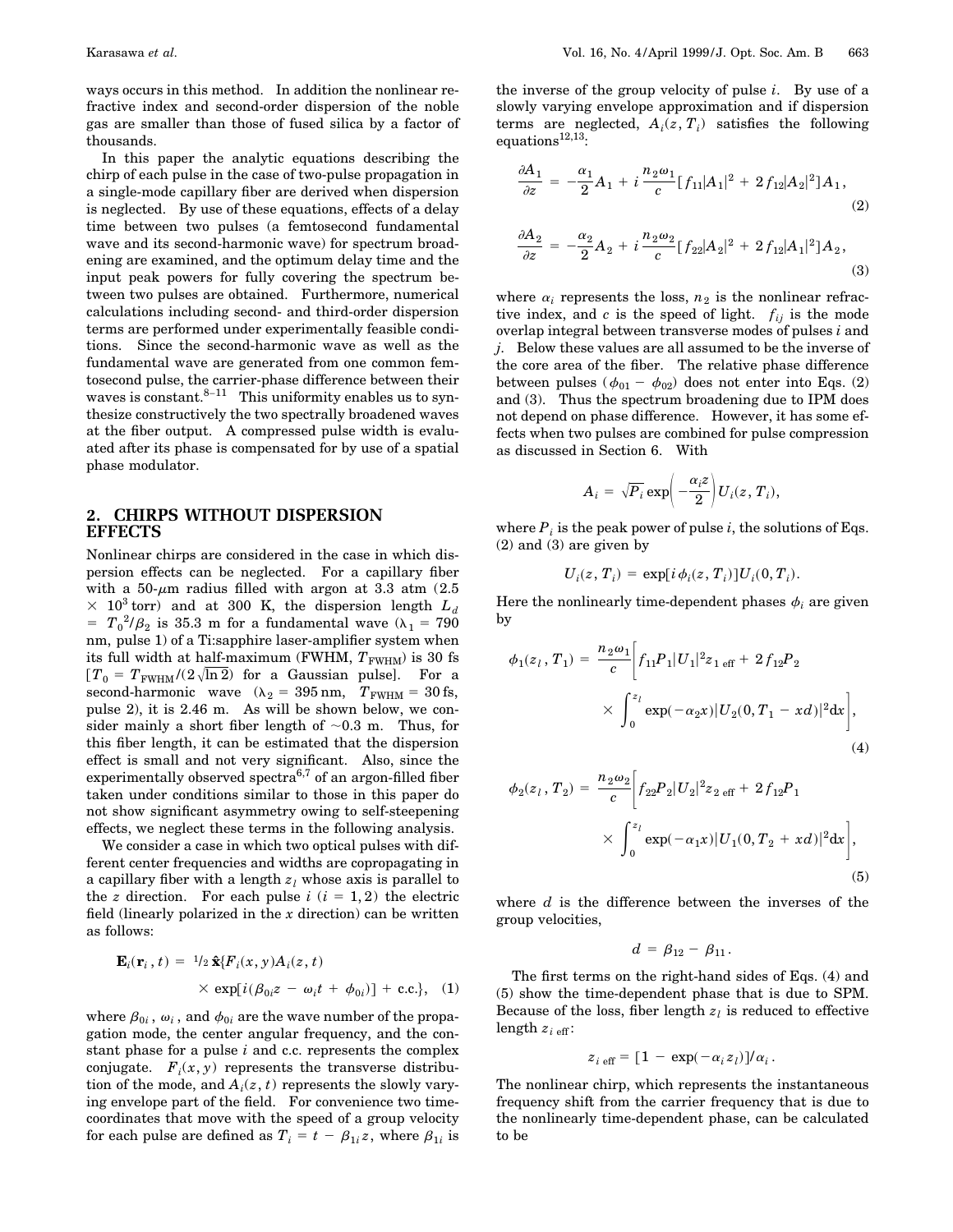ways occurs in this method. In addition the nonlinear refractive index and second-order dispersion of the noble gas are smaller than those of fused silica by a factor of thousands.

In this paper the analytic equations describing the chirp of each pulse in the case of two-pulse propagation in a single-mode capillary fiber are derived when dispersion is neglected. By use of these equations, effects of a delay time between two pulses (a femtosecond fundamental wave and its second-harmonic wave) for spectrum broadening are examined, and the optimum delay time and the input peak powers for fully covering the spectrum between two pulses are obtained. Furthermore, numerical calculations including second- and third-order dispersion terms are performed under experimentally feasible conditions. Since the second-harmonic wave as well as the fundamental wave are generated from one common femtosecond pulse, the carrier-phase difference between their waves is constant.[8–11] This uniformity enables us to synthesize constructively the two spectrally broadened waves at the fiber output. A compressed pulse width is evaluated after its phase is compensated for by use of a spatial phase modulator.

## 2. CHIRPS WITHOUT DISPERSION EFFECTS

Nonlinear chirps are considered in the case in which dispersion effects can be neglected. For a capillary fiber with a 50-$\mu$m radius filled with argon at 3.3 atm ($2.5 \times 10^3$ torr) and at 300 K, the dispersion length $L_d = T_0^2/\beta_2$ is 35.3 m for a fundamental wave ($\lambda_1 = 790$ nm, pulse 1) of a Ti:sapphire laser-amplifier system when its full width at half-maximum (FWHM, $T_{\mathrm{FWHM}}$) is 30 fs [$T_0 = T_{\mathrm{FWHM}}/(2\sqrt{\ln 2})$ for a Gaussian pulse]. For a second-harmonic wave ($\lambda_2 = 395$ nm, $T_{\mathrm{FWHM}} = 30$ fs, pulse 2), it is 2.46 m. As will be shown below, we consider mainly a short fiber length of ~0.3 m. Thus, for this fiber length, it can be estimated that the dispersion effect is small and not very significant. Also, since the experimentally observed spectra[6,7] of an argon-filled fiber taken under conditions similar to those in this paper do not show significant asymmetry owing to self-steepening effects, we neglect these terms in the following analysis.

We consider a case in which two optical pulses with different center frequencies and widths are copropagating in a capillary fiber with a length $z_l$ whose axis is parallel to the $z$ direction. For each pulse $i$ ($i = 1, 2$) the electric field (linearly polarized in the $x$ direction) can be written as follows:

$$\mathbf{E}_i(\mathbf{r}_i, t) = {}^1\!/_2\, \hat{\mathbf{x}}\{F_i(x, y)A_i(z, t) \times \exp[i(\beta_{0i}z - \omega_i t + \phi_{0i})] + \mathrm{c.c.}\}, \quad (1)$$

where $\beta_{0i}$, $\omega_i$, and $\phi_{0i}$ are the wave number of the propagation mode, the center angular frequency, and the constant phase for a pulse $i$ and c.c. represents the complex conjugate. $F_i(x, y)$ represents the transverse distribution of the mode, and $A_i(z, t)$ represents the slowly varying envelope part of the field. For convenience two time-coordinates that move with the speed of a group velocity for each pulse are defined as $T_i = t - \beta_{1i}z$, where $\beta_{1i}$ is the inverse of the group velocity of pulse $i$. By use of a slowly varying envelope approximation and if dispersion terms are neglected, $A_i(z, T_i)$ satisfies the following equations[12,13]:

$$\frac{\partial A_1}{\partial z} = -\frac{\alpha_1}{2}A_1 + i\frac{n_2\omega_1}{c}[f_{11}|A_1|^2 + 2f_{12}|A_2|^2]A_1, \quad (2)$$

$$\frac{\partial A_2}{\partial z} = -\frac{\alpha_2}{2}A_2 + i\frac{n_2\omega_2}{c}[f_{22}|A_2|^2 + 2f_{12}|A_1|^2]A_2, \quad (3)$$

where $\alpha_i$ represents the loss, $n_2$ is the nonlinear refractive index, and $c$ is the speed of light. $f_{ij}$ is the mode overlap integral between transverse modes of pulses $i$ and $j$. Below these values are all assumed to be the inverse of the core area of the fiber. The relative phase difference between pulses ($\phi_{01} - \phi_{02}$) does not enter into Eqs. (2) and (3). Thus the spectrum broadening due to IPM does not depend on phase difference. However, it has some effects when two pulses are combined for pulse compression as discussed in Section 6. With

$$A_i = \sqrt{P_i}\exp\left(-\frac{\alpha_i z}{2}\right)U_i(z, T_i),$$

where $P_i$ is the peak power of pulse $i$, the solutions of Eqs. (2) and (3) are given by

$$U_i(z, T_i) = \exp[i\phi_i(z, T_i)]U_i(0, T_i).$$

Here the nonlinearly time-dependent phases $\phi_i$ are given by

$$\phi_1(z_l, T_1) = \frac{n_2\omega_1}{c}\left[f_{11}P_1|U_1|^2 z_{1\,\mathrm{eff}} + 2f_{12}P_2 \times \int_0^{z_l}\exp(-\alpha_2 x)|U_2(0, T_1 - xd)|^2\mathrm{d}x\right], \quad (4)$$

$$\phi_2(z_l, T_2) = \frac{n_2\omega_2}{c}\left[f_{22}P_2|U_2|^2 z_{2\,\mathrm{eff}} + 2f_{12}P_1 \times \int_0^{z_l}\exp(-\alpha_1 x)|U_1(0, T_2 + xd)|^2\mathrm{d}x\right], \quad (5)$$

where $d$ is the difference between the inverses of the group velocities,

$$d = \beta_{12} - \beta_{11}.$$

The first terms on the right-hand sides of Eqs. (4) and (5) show the time-dependent phase that is due to SPM. Because of the loss, fiber length $z_l$ is reduced to effective length $z_{i\,\mathrm{eff}}$:

$$z_{i\,\mathrm{eff}} = [1 - \exp(-\alpha_i z_l)]/\alpha_i.$$

The nonlinear chirp, which represents the instantaneous frequency shift from the carrier frequency that is due to the nonlinearly time-dependent phase, can be calculated to be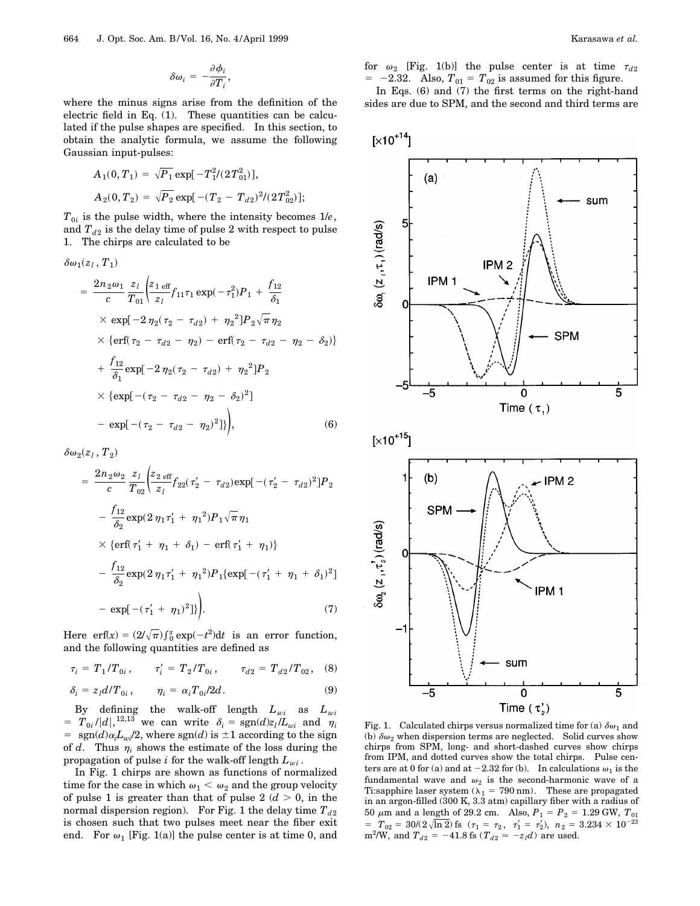$$\delta\omega_i = -\frac{\partial \phi_i}{\partial T_i},$$

where the minus signs arise from the definition of the electric field in Eq. (1). These quantities can be calculated if the pulse shapes are specified. In this section, to obtain the analytic formula, we assume the following Gaussian input-pulses:

$$A_1(0, T_1) = \sqrt{P_1}\exp[-T_1^2/(2T_{01}^2)],$$

$$A_2(0, T_2) = \sqrt{P_2}\exp[-(T_2 - T_{d2})^2/(2T_{02}^2)];$$

$T_{0i}$ is the pulse width, where the intensity becomes $1/e$, and $T_{d2}$ is the delay time of pulse 2 with respect to pulse 1. The chirps are calculated to be

$$\begin{aligned}
\delta\omega_1(z_l, T_1) &= \frac{2n_2\omega_1}{c}\frac{z_l}{T_{01}}\Bigg(\frac{z_{1\,\mathrm{eff}}}{z_l}f_{11}\tau_1\exp(-\tau_1^2)P_1 + \frac{f_{12}}{\delta_1} \\
&\quad\times \exp[-2\eta_2(\tau_2 - \tau_{d2}) + \eta_2{}^2]P_2\sqrt{\pi}\eta_2 \\
&\quad\times \{\mathrm{erf}(\tau_2 - \tau_{d2} - \eta_2) - \mathrm{erf}(\tau_2 - \tau_{d2} - \eta_2 - \delta_2)\} \\
&\quad+ \frac{f_{12}}{\delta_1}\exp[-2\eta_2(\tau_2 - \tau_{d2}) + \eta_2{}^2]P_2 \\
&\quad\times \{\exp[-(\tau_2 - \tau_{d2} - \eta_2 - \delta_2)^2] \\
&\quad- \exp[-(\tau_2 - \tau_{d2} - \eta_2)^2]\}\Bigg),
\end{aligned} \tag{6}$$

$$\begin{aligned}
\delta\omega_2(z_l, T_2) &= \frac{2n_2\omega_2}{c}\frac{z_l}{T_{02}}\Bigg(\frac{z_{2\,\mathrm{eff}}}{z_l}f_{22}(\tau_2' - \tau_{d2})\exp[-(\tau_2' - \tau_{d2})^2]P_2 \\
&\quad- \frac{f_{12}}{\delta_2}\exp(2\eta_1\tau_1' + \eta_1{}^2)P_1\sqrt{\pi}\eta_1 \\
&\quad\times \{\mathrm{erf}(\tau_1' + \eta_1 + \delta_1) - \mathrm{erf}(\tau_1' + \eta_1)\} \\
&\quad- \frac{f_{12}}{\delta_2}\exp(2\eta_1\tau_1' + \eta_1{}^2)P_1\{\exp[-(\tau_1' + \eta_1 + \delta_1)^2] \\
&\quad- \exp[-(\tau_1' + \eta_1)^2]\}\Bigg).
\end{aligned} \tag{7}$$

Here $\mathrm{erf}(x) = (2/\sqrt{\pi})\int_0^x \exp(-t^2)\mathrm{d}t$ is an error function, and the following quantities are defined as

$$\tau_i = T_1/T_{0i}, \qquad \tau_i' = T_2/T_{0i}, \qquad \tau_{d2} = T_{d2}/T_{02}, \tag{8}$$

$$\delta_i = z_l d/T_{0i}, \qquad \eta_i = \alpha_i T_{0i}/2d. \tag{9}$$

By defining the walk-off length $L_{wi}$ as $L_{wi} = T_{0i}/|d|$,[12,13] we can write $\delta_i = \mathrm{sgn}(d)z_l/L_{wi}$ and $\eta_i = \mathrm{sgn}(d)\alpha_i L_{wi}/2$, where $\mathrm{sgn}(d)$ is $\pm 1$ according to the sign of $d$. Thus $\eta_i$ shows the estimate of the loss during the propagation of pulse $i$ for the walk-off length $L_{wi}$.

In Fig. 1 chirps are shown as functions of normalized time for the case in which $\omega_1 < \omega_2$ and the group velocity of pulse 1 is greater than that of pulse 2 ($d > 0$, in the normal dispersion region). For Fig. 1 the delay time $T_{d2}$ is chosen such that two pulses meet near the fiber exit end. For $\omega_1$ [Fig. 1(a)] the pulse center is at time 0, and for $\omega_2$ [Fig. 1(b)] the pulse center is at time $\tau_{d2} = -2.32$. Also, $T_{01} = T_{02}$ is assumed for this figure.

In Eqs. (6) and (7) the first terms on the right-hand sides are due to SPM, and the second and third terms are

Fig. 1. Calculated chirps versus normalized time for (a) $\delta\omega_1$ and (b) $\delta\omega_2$ when dispersion terms are neglected. Solid curves show chirps from SPM, long- and short-dashed curves show chirps from IPM, and dotted curves show the total chirps. Pulse centers are at 0 for (a) and at $-2.32$ for (b). In calculations $\omega_1$ is the fundamental wave and $\omega_2$ is the second-harmonic wave of a Ti:sapphire laser system ($\lambda_1 = 790$ nm). These are propagated in an argon-filled (300 K, 3.3 atm) capillary fiber with a radius of 50 $\mu$m and a length of 29.2 cm. Also, $P_1 = P_2 = 1.29$ GW, $T_{01} = T_{02} = 30/(2\sqrt{\ln 2})$ fs ($\tau_1 = \tau_2$, $\tau_1' = \tau_2'$), $n_2 = 3.234 \times 10^{-23}$ m$^2$/W, and $T_{d2} = -41.8$ fs ($T_{d2} \simeq -z_l d$) are used.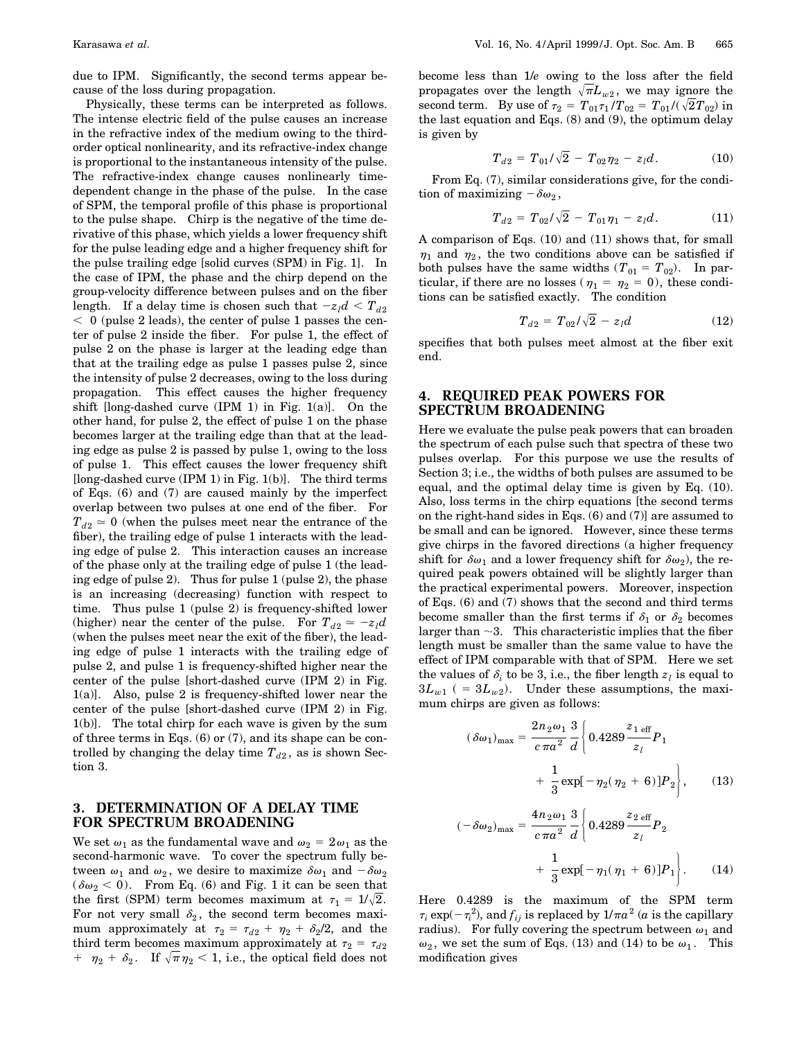due to IPM. Significantly, the second terms appear because of the loss during propagation.

Physically, these terms can be interpreted as follows. The intense electric field of the pulse causes an increase in the refractive index of the medium owing to the third-order optical nonlinearity, and its refractive-index change is proportional to the instantaneous intensity of the pulse. The refractive-index change causes nonlinearly time-dependent change in the phase of the pulse. In the case of SPM, the temporal profile of this phase is proportional to the pulse shape. Chirp is the negative of the time derivative of this phase, which yields a lower frequency shift for the pulse leading edge and a higher frequency shift for the pulse trailing edge [solid curves (SPM) in Fig. 1]. In the case of IPM, the phase and the chirp depend on the group-velocity difference between pulses and on the fiber length. If a delay time is chosen such that $-z_l d < T_{d2} < 0$ (pulse 2 leads), the center of pulse 1 passes the center of pulse 2 inside the fiber. For pulse 1, the effect of pulse 2 on the phase is larger at the leading edge than that at the trailing edge as pulse 1 passes pulse 2, since the intensity of pulse 2 decreases, owing to the loss during propagation. This effect causes the higher frequency shift [long-dashed curve (IPM 1) in Fig. 1(a)]. On the other hand, for pulse 2, the effect of pulse 1 on the phase becomes larger at the trailing edge than that at the leading edge as pulse 2 is passed by pulse 1, owing to the loss of pulse 1. This effect causes the lower frequency shift [long-dashed curve (IPM 1) in Fig. 1(b)]. The third terms of Eqs. (6) and (7) are caused mainly by the imperfect overlap between two pulses at one end of the fiber. For $T_{d2} \simeq 0$ (when the pulses meet near the entrance of the fiber), the trailing edge of pulse 1 interacts with the leading edge of pulse 2. This interaction causes an increase of the phase only at the trailing edge of pulse 1 (the leading edge of pulse 2). Thus for pulse 1 (pulse 2), the phase is an increasing (decreasing) function with respect to time. Thus pulse 1 (pulse 2) is frequency-shifted lower (higher) near the center of the pulse. For $T_{d2} \simeq -z_l d$ (when the pulses meet near the exit of the fiber), the leading edge of pulse 1 interacts with the trailing edge of pulse 2, and pulse 1 is frequency-shifted higher near the center of the pulse [short-dashed curve (IPM 2) in Fig. 1(a)]. Also, pulse 2 is frequency-shifted lower near the center of the pulse [short-dashed curve (IPM 2) in Fig. 1(b)]. The total chirp for each wave is given by the sum of three terms in Eqs. (6) or (7), and its shape can be controlled by changing the delay time $T_{d2}$, as is shown Section 3.

## 3. DETERMINATION OF A DELAY TIME FOR SPECTRUM BROADENING

We set $\omega_1$ as the fundamental wave and $\omega_2 = 2\omega_1$ as the second-harmonic wave. To cover the spectrum fully between $\omega_1$ and $\omega_2$, we desire to maximize $\delta\omega_1$ and $-\delta\omega_2$ ($\delta\omega_2 < 0$). From Eq. (6) and Fig. 1 it can be seen that the first (SPM) term becomes maximum at $\tau_1 = 1/\sqrt{2}$. For not very small $\delta_2$, the second term becomes maximum approximately at $\tau_2 = \tau_{d2} + \eta_2 + \delta_2/2$, and the third term becomes maximum approximately at $\tau_2 = \tau_{d2} + \eta_2 + \delta_2$. If $\sqrt{\pi}\eta_2 < 1$, i.e., the optical field does not become less than $1/e$ owing to the loss after the field propagates over the length $\sqrt{\pi}L_{w2}$, we may ignore the second term. By use of $\tau_2 = T_{01}\tau_1/T_{02} = T_{01}/(\sqrt{2}T_{02})$ in the last equation and Eqs. (8) and (9), the optimum delay is given by

$$T_{d2} = T_{01}/\sqrt{2} - T_{02}\eta_2 - z_l d. \tag{10}$$

From Eq. (7), similar considerations give, for the condition of maximizing $-\delta\omega_2$,

$$T_{d2} = T_{02}/\sqrt{2} - T_{01}\eta_1 - z_l d. \tag{11}$$

A comparison of Eqs. (10) and (11) shows that, for small $\eta_1$ and $\eta_2$, the two conditions above can be satisfied if both pulses have the same widths ($T_{01} = T_{02}$). In particular, if there are no losses ($\eta_1 = \eta_2 = 0$), these conditions can be satisfied exactly. The condition

$$T_{d2} = T_{02}/\sqrt{2} - z_l d \tag{12}$$

specifies that both pulses meet almost at the fiber exit end.

## 4. REQUIRED PEAK POWERS FOR SPECTRUM BROADENING

Here we evaluate the pulse peak powers that can broaden the spectrum of each pulse such that spectra of these two pulses overlap. For this purpose we use the results of Section 3; i.e., the widths of both pulses are assumed to be equal, and the optimal delay time is given by Eq. (10). Also, loss terms in the chirp equations [the second terms on the right-hand sides in Eqs. (6) and (7)] are assumed to be small and can be ignored. However, since these terms give chirps in the favored directions (a higher frequency shift for $\delta\omega_1$ and a lower frequency shift for $\delta\omega_2$), the required peak powers obtained will be slightly larger than the practical experimental powers. Moreover, inspection of Eqs. (6) and (7) shows that the second and third terms become smaller than the first terms if $\delta_1$ or $\delta_2$ becomes larger than $\sim$3. This characteristic implies that the fiber length must be smaller than the same value to have the effect of IPM comparable with that of SPM. Here we set the values of $\delta_i$ to be 3, i.e., the fiber length $z_l$ is equal to $3L_{w1}$ ($= 3L_{w2}$). Under these assumptions, the maximum chirps are given as follows:

$$(\delta\omega_1)_{\max} = \frac{2n_2\omega_1}{c\pi a^2}\frac{3}{d}\left\{0.4289\frac{z_{1\,\mathrm{eff}}}{z_l}P_1 + \frac{1}{3}\exp[-\eta_2(\eta_2 + 6)]P_2\right\}, \tag{13}$$

$$(-\delta\omega_2)_{\max} = \frac{4n_2\omega_1}{c\pi a^2}\frac{3}{d}\left\{0.4289\frac{z_{2\,\mathrm{eff}}}{z_l}P_2 + \frac{1}{3}\exp[-\eta_1(\eta_1 + 6)]P_1\right\}. \tag{14}$$

Here 0.4289 is the maximum of the SPM term $\tau_i \exp(-\tau_i^2)$, and $f_{ij}$ is replaced by $1/\pi a^2$ ($a$ is the capillary radius). For fully covering the spectrum between $\omega_1$ and $\omega_2$, we set the sum of Eqs. (13) and (14) to be $\omega_1$. This modification gives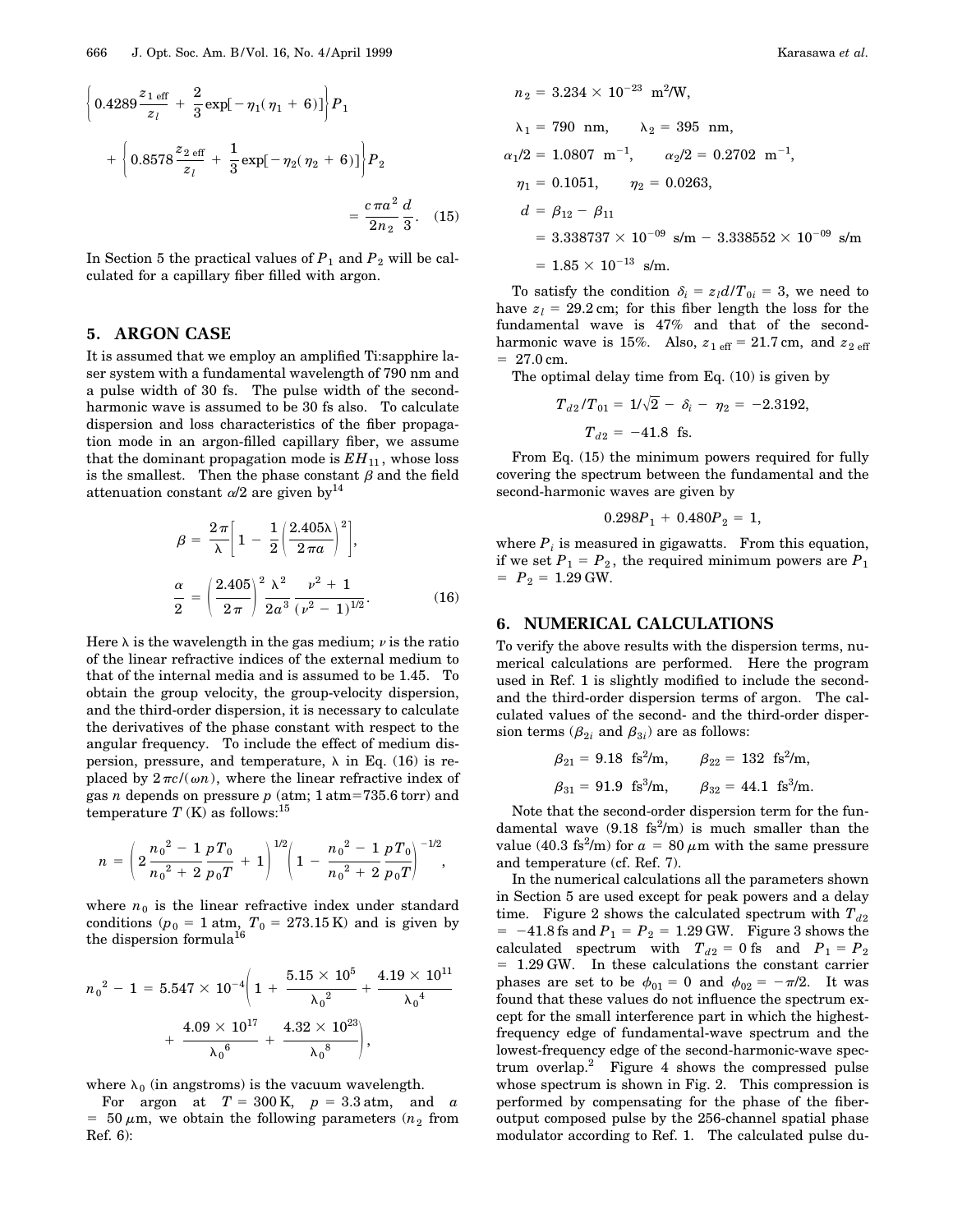$$\left\{0.4289\frac{z_{1\,\mathrm{eff}}}{z_l}+\frac{2}{3}\exp[-\eta_1(\eta_1+6)]\right\}P_1$$

$$+\left\{0.8578\frac{z_{2\,\mathrm{eff}}}{z_l}+\frac{1}{3}\exp[-\eta_2(\eta_2+6)]\right\}P_2$$

$$=\frac{c\pi a^2}{2n_2}\frac{d}{3}. \quad (15)$$

In Section 5 the practical values of $P_1$ and $P_2$ will be calculated for a capillary fiber filled with argon.

## 5. ARGON CASE

It is assumed that we employ an amplified Ti:sapphire laser system with a fundamental wavelength of 790 nm and a pulse width of 30 fs. The pulse width of the second-harmonic wave is assumed to be 30 fs also. To calculate dispersion and loss characteristics of the fiber propagation mode in an argon-filled capillary fiber, we assume that the dominant propagation mode is $EH_{11}$, whose loss is the smallest. Then the phase constant $\beta$ and the field attenuation constant $\alpha/2$ are given by[14]

$$\beta=\frac{2\pi}{\lambda}\left[1-\frac{1}{2}\left(\frac{2.405\lambda}{2\pi a}\right)^2\right],$$

$$\frac{\alpha}{2}=\left(\frac{2.405}{2\pi}\right)^2\frac{\lambda^2}{2a^3}\frac{\nu^2+1}{(\nu^2-1)^{1/2}}. \quad (16)$$

Here $\lambda$ is the wavelength in the gas medium; $\nu$ is the ratio of the linear refractive indices of the external medium to that of the internal media and is assumed to be 1.45. To obtain the group velocity, the group-velocity dispersion, and the third-order dispersion, it is necessary to calculate the derivatives of the phase constant with respect to the angular frequency. To include the effect of medium dispersion, pressure, and temperature, $\lambda$ in Eq. (16) is replaced by $2\pi c/(\omega n)$, where the linear refractive index of gas $n$ depends on pressure $p$ (atm; 1 atm=735.6 torr) and temperature $T$ (K) as follows:[15]

$$n=\left(2\frac{n_0^2-1}{n_0^2+2}\frac{pT_0}{p_0T}+1\right)^{1/2}\left(1-\frac{n_0^2-1}{n_0^2+2}\frac{pT_0}{p_0T}\right)^{-1/2},$$

where $n_0$ is the linear refractive index under standard conditions ($p_0 = 1$ atm, $T_0 = 273.15$ K) and is given by the dispersion formula[16]

$$n_0^2-1=5.547\times10^{-4}\left(1+\frac{5.15\times10^5}{\lambda_0^2}+\frac{4.19\times10^{11}}{\lambda_0^4}+\frac{4.09\times10^{17}}{\lambda_0^6}+\frac{4.32\times10^{23}}{\lambda_0^8}\right),$$

where $\lambda_0$ (in angstroms) is the vacuum wavelength.

For argon at $T = 300$ K, $p = 3.3$ atm, and $a = 50\,\mu$m, we obtain the following parameters ($n_2$ from Ref. 6):

$$n_2 = 3.234\times10^{-23}\ \mathrm{m^2/W},$$

$$\lambda_1 = 790\ \mathrm{nm}, \qquad \lambda_2 = 395\ \mathrm{nm},$$

$$\alpha_1/2 = 1.0807\ \mathrm{m^{-1}}, \qquad \alpha_2/2 = 0.2702\ \mathrm{m^{-1}},$$

$$\eta_1 = 0.1051, \qquad \eta_2 = 0.0263,$$

$$d = \beta_{12}-\beta_{11} = 3.338737\times10^{-09}\ \mathrm{s/m} - 3.338552\times10^{-09}\ \mathrm{s/m} = 1.85\times10^{-13}\ \mathrm{s/m}.$$

To satisfy the condition $\delta_i = z_l d/T_{0i} = 3$, we need to have $z_l = 29.2$ cm; for this fiber length the loss for the fundamental wave is 47% and that of the second-harmonic wave is 15%. Also, $z_{1\,\mathrm{eff}} = 21.7$ cm, and $z_{2\,\mathrm{eff}} = 27.0$ cm.

The optimal delay time from Eq. (10) is given by

$$T_{d2}/T_{01} = 1/\sqrt{2} - \delta_i - \eta_2 = -2.3192,$$

$$T_{d2} = -41.8\ \mathrm{fs}.$$

From Eq. (15) the minimum powers required for fully covering the spectrum between the fundamental and the second-harmonic waves are given by

$$0.298P_1 + 0.480P_2 = 1,$$

where $P_i$ is measured in gigawatts. From this equation, if we set $P_1 = P_2$, the required minimum powers are $P_1 = P_2 = 1.29$ GW.

## 6. NUMERICAL CALCULATIONS

To verify the above results with the dispersion terms, numerical calculations are performed. Here the program used in Ref. 1 is slightly modified to include the second- and the third-order dispersion terms of argon. The calculated values of the second- and the third-order dispersion terms ($\beta_{2i}$ and $\beta_{3i}$) are as follows:

$$\beta_{21} = 9.18\ \mathrm{fs^2/m}, \qquad \beta_{22} = 132\ \mathrm{fs^2/m},$$

$$\beta_{31} = 91.9\ \mathrm{fs^3/m}, \qquad \beta_{32} = 44.1\ \mathrm{fs^3/m}.$$

Note that the second-order dispersion term for the fundamental wave (9.18 fs$^2$/m) is much smaller than the value (40.3 fs$^2$/m) for $a = 80\,\mu$m with the same pressure and temperature (cf. Ref. 7).

In the numerical calculations all the parameters shown in Section 5 are used except for peak powers and a delay time. Figure 2 shows the calculated spectrum with $T_{d2} = -41.8$ fs and $P_1 = P_2 = 1.29$ GW. Figure 3 shows the calculated spectrum with $T_{d2} = 0$ fs and $P_1 = P_2 = 1.29$ GW. In these calculations the constant carrier phases are set to be $\phi_{01} = 0$ and $\phi_{02} = -\pi/2$. It was found that these values do not influence the spectrum except for the small interference part in which the highest-frequency edge of fundamental-wave spectrum and the lowest-frequency edge of the second-harmonic-wave spectrum overlap.[2] Figure 4 shows the compressed pulse whose spectrum is shown in Fig. 2. This compression is performed by compensating for the phase of the fiber-output composed pulse by the 256-channel spatial phase modulator according to Ref. 1. The calculated pulse du-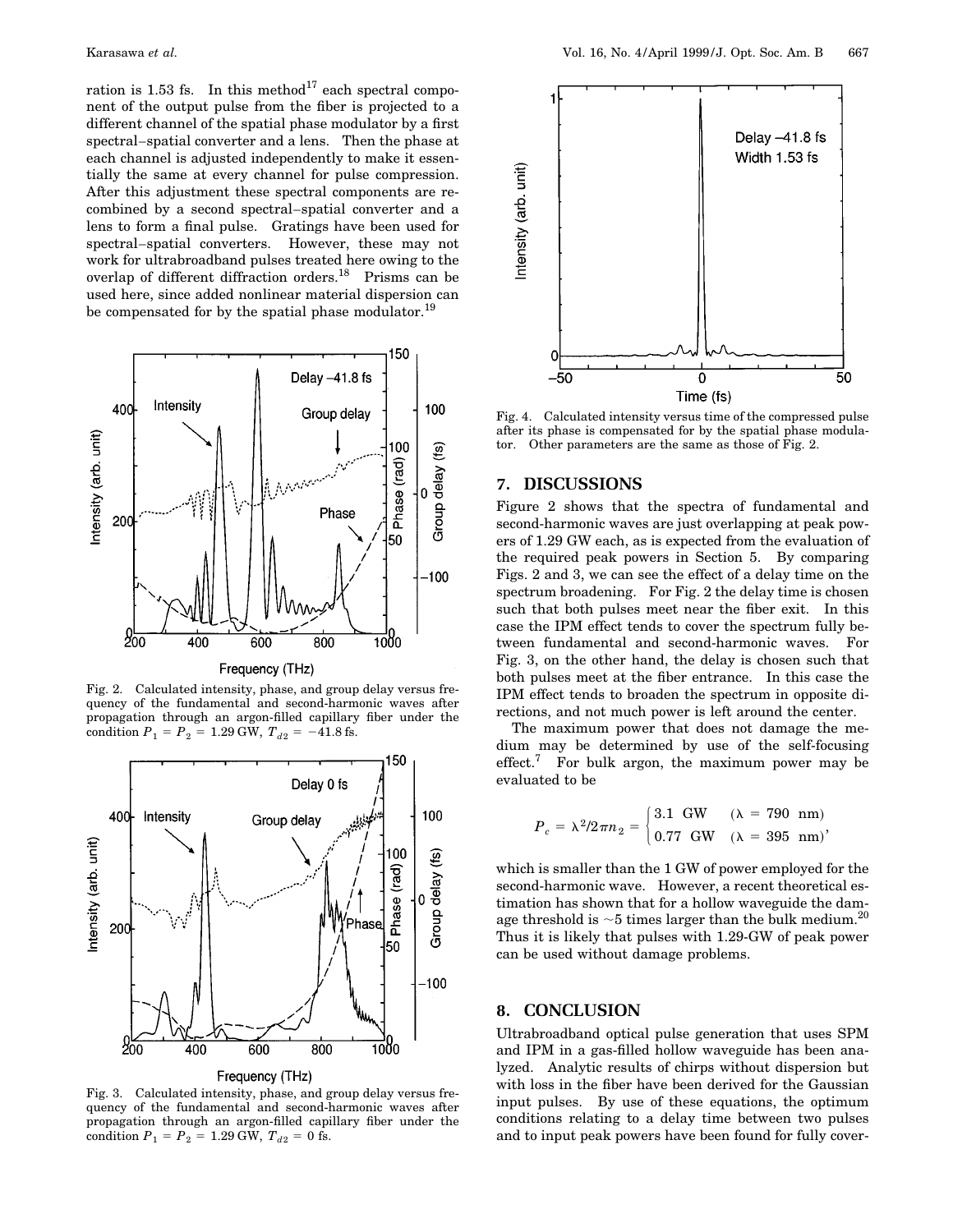ration is 1.53 fs. In this method[17] each spectral component of the output pulse from the fiber is projected to a different channel of the spatial phase modulator by a first spectral–spatial converter and a lens. Then the phase at each channel is adjusted independently to make it essentially the same at every channel for pulse compression. After this adjustment these spectral components are recombined by a second spectral–spatial converter and a lens to form a final pulse. Gratings have been used for spectral–spatial converters. However, these may not work for ultrabroadband pulses treated here owing to the overlap of different diffraction orders.[18] Prisms can be used here, since added nonlinear material dispersion can be compensated for by the spatial phase modulator.[19]

Fig. 2. Calculated intensity, phase, and group delay versus frequency of the fundamental and second-harmonic waves after propagation through an argon-filled capillary fiber under the condition $P_1 = P_2 = 1.29$ GW, $T_{d2} = -41.8$ fs.

Fig. 3. Calculated intensity, phase, and group delay versus frequency of the fundamental and second-harmonic waves after propagation through an argon-filled capillary fiber under the condition $P_1 = P_2 = 1.29$ GW, $T_{d2} = 0$ fs.

Fig. 4. Calculated intensity versus time of the compressed pulse after its phase is compensated for by the spatial phase modulator. Other parameters are the same as those of Fig. 2.

## 7. DISCUSSIONS

Figure 2 shows that the spectra of fundamental and second-harmonic waves are just overlapping at peak powers of 1.29 GW each, as is expected from the evaluation of the required peak powers in Section 5. By comparing Figs. 2 and 3, we can see the effect of a delay time on the spectrum broadening. For Fig. 2 the delay time is chosen such that both pulses meet near the fiber exit. In this case the IPM effect tends to cover the spectrum fully between fundamental and second-harmonic waves. For Fig. 3, on the other hand, the delay is chosen such that both pulses meet at the fiber entrance. In this case the IPM effect tends to broaden the spectrum in opposite directions, and not much power is left around the center.

The maximum power that does not damage the medium may be determined by use of the self-focusing effect.[7] For bulk argon, the maximum power may be evaluated to be

$$P_c = \lambda^2/2\pi n_2 = \begin{cases} 3.1 \text{ GW} & (\lambda = 790 \text{ nm}) \\ 0.77 \text{ GW} & (\lambda = 395 \text{ nm}) \end{cases},$$

which is smaller than the 1 GW of power employed for the second-harmonic wave. However, a recent theoretical estimation has shown that for a hollow waveguide the damage threshold is ~5 times larger than the bulk medium.[20] Thus it is likely that pulses with 1.29-GW of peak power can be used without damage problems.

## 8. CONCLUSION

Ultrabroadband optical pulse generation that uses SPM and IPM in a gas-filled hollow waveguide has been analyzed. Analytic results of chirps without dispersion but with loss in the fiber have been derived for the Gaussian input pulses. By use of these equations, the optimum conditions relating to a delay time between two pulses and to input peak powers have been found for fully cover-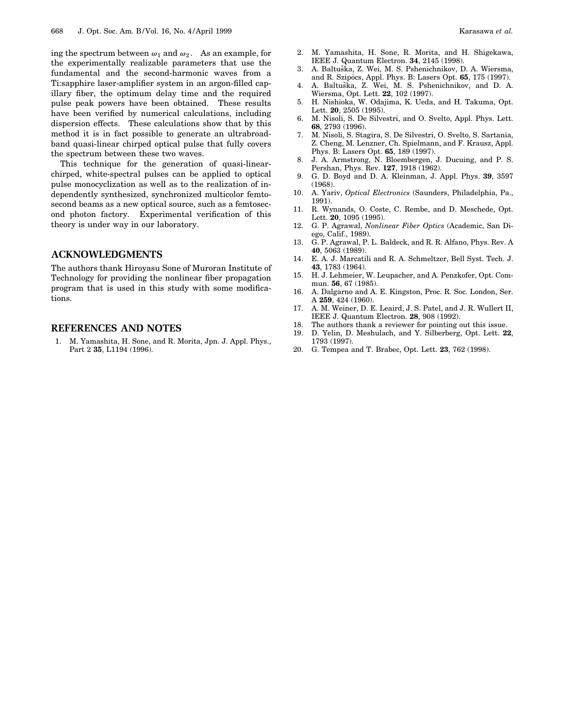ing the spectrum between $\omega_1$ and $\omega_2$. As an example, for the experimentally realizable parameters that use the fundamental and the second-harmonic waves from a Ti:sapphire laser-amplifier system in an argon-filled capillary fiber, the optimum delay time and the required pulse peak powers have been obtained. These results have been verified by numerical calculations, including dispersion effects. These calculations show that by this method it is in fact possible to generate an ultrabroadband quasi-linear chirped optical pulse that fully covers the spectrum between these two waves.

This technique for the generation of quasi-linear-chirped, white-spectral pulses can be applied to optical pulse monocyclization as well as to the realization of independently synthesized, synchronized multicolor femtosecond beams as a new optical source, such as a femtosecond photon factory. Experimental verification of this theory is under way in our laboratory.

## ACKNOWLEDGMENTS

The authors thank Hiroyasu Sone of Muroran Institute of Technology for providing the nonlinear fiber propagation program that is used in this study with some modifications.

## REFERENCES AND NOTES

1. M. Yamashita, H. Sone, and R. Morita, Jpn. J. Appl. Phys., Part 2 **35**, L1194 (1996).
2. M. Yamashita, H. Sone, R. Morita, and H. Shigekawa, IEEE J. Quantum Electron. **34**, 2145 (1998).
3. A. Baltuška, Z. Wei, M. S. Pshenichnikov, D. A. Wiersma, and R. Szipöcs, Appl. Phys. B: Lasers Opt. **65**, 175 (1997).
4. A. Baltuška, Z. Wei, M. S. Pshenichnikov, and D. A. Wiersma, Opt. Lett. **22**, 102 (1997).
5. H. Nishioka, W. Odajima, K. Ueda, and H. Takuma, Opt. Lett. **20**, 2505 (1995).
6. M. Nisoli, S. De Silvestri, and O. Svelto, Appl. Phys. Lett. **68**, 2793 (1996).
7. M. Nisoli, S. Stagira, S. De Silvestri, O. Svelto, S. Sartania, Z. Cheng, M. Lenzner, Ch. Spielmann, and F. Krausz, Appl. Phys. B: Lasers Opt. **65**, 189 (1997).
8. J. A. Armstrong, N. Bloembergen, J. Ducuing, and P. S. Pershan, Phys. Rev. **127**, 1918 (1962).
9. G. D. Boyd and D. A. Kleinman, J. Appl. Phys. **39**, 3597 (1968).
10. A. Yariv, *Optical Electronics* (Saunders, Philadelphia, Pa., 1991).
11. R. Wynands, O. Coste, C. Rembe, and D. Meschede, Opt. Lett. **20**, 1095 (1995).
12. G. P. Agrawal, *Nonlinear Fiber Optics* (Academic, San Diego, Calif., 1989).
13. G. P. Agrawal, P. L. Baldeck, and R. R. Alfano, Phys. Rev. A **40**, 5063 (1989).
14. E. A. J. Marcatili and R. A. Schmeltzer, Bell Syst. Tech. J. **43**, 1783 (1964).
15. H. J. Lehmeier, W. Leupacher, and A. Penzkofer, Opt. Commun. **56**, 67 (1985).
16. A. Dalgarno and A. E. Kingston, Proc. R. Soc. London, Ser. A **259**, 424 (1960).
17. A. M. Weiner, D. E. Leaird, J. S. Patel, and J. R. Wullert II, IEEE J. Quantum Electron. **28**, 908 (1992).
18. The authors thank a reviewer for pointing out this issue.
19. D. Yelin, D. Meshulach, and Y. Silberberg, Opt. Lett. **22**, 1793 (1997).
20. G. Tempea and T. Brabec, Opt. Lett. **23**, 762 (1998).